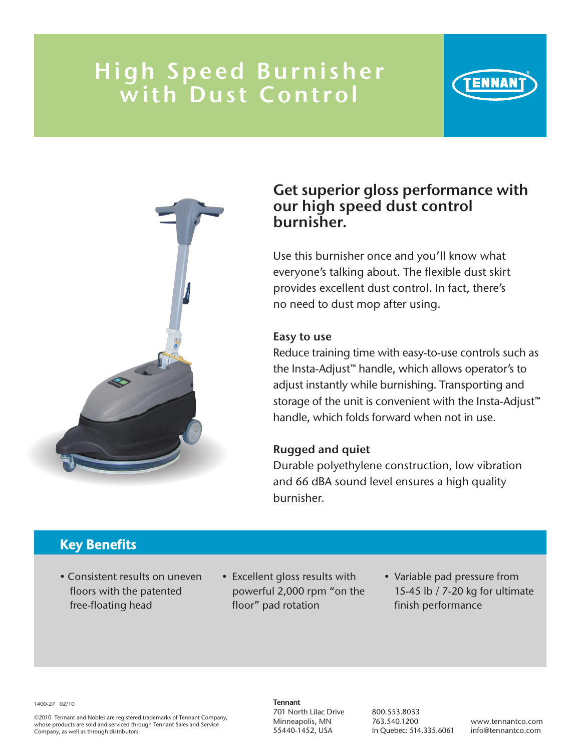# High Speed Burnisher with Dust Control

TENNANT

## Get superior gloss performance with our high speed dust control burnisher.

Use this burnisher once and you'll know what everyone's talking about. The flexible dust skirt provides excellent dust control. In fact, there's no need to dust mop after using.

### Easy to use

Reduce training time with easy-to-use controls such as the Insta-Adjust™ handle, which allows operator's to adjust instantly while burnishing. Transporting and storage of the unit is convenient with the Insta-Adjust™ handle, which folds forward when not in use.

### Rugged and quiet

Durable polyethylene construction, low vibration and 66 dBA sound level ensures a high quality burnisher.

## Key Benefits

- Consistent results on uneven floors with the patented free-floating head
- Excellent gloss results with powerful 2,000 rpm "on the floor" pad rotation
- Variable pad pressure from 15-45 lb / 7-20 kg for ultimate finish performance

1400-27 02/10

©2010 Tennant and Nobles are registered trademarks of Tennant Company, whose products are sold and serviced through Tennant Sales and Service Company, as well as through distributors.

**Tennant**
701 North Lilac Drive
Minneapolis, MN
55440-1452, USA

800.553.8033
763.540.1200
In Quebec: 514.335.6061

www.tennantco.com
info@tennantco.com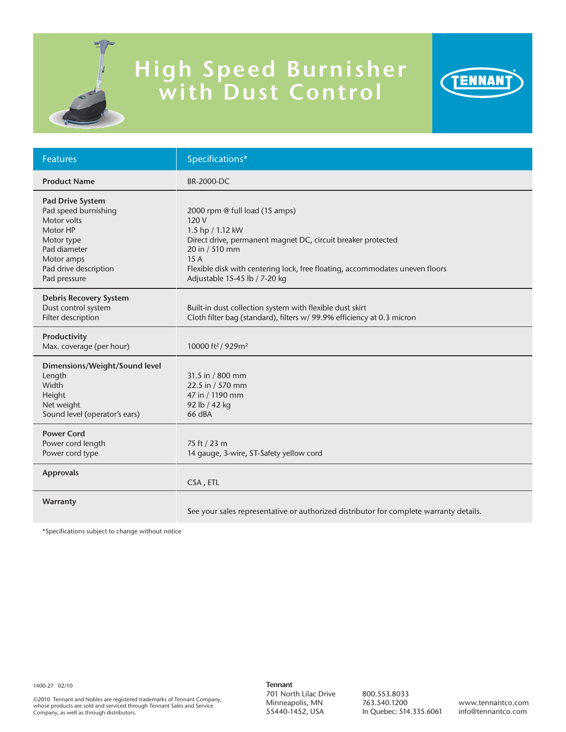# High Speed Burnisher with Dust Control

TENNANT

| Features | Specifications* |
| --- | --- |
| **Product Name** | BR-2000-DC |
| **Pad Drive System** | |
| Pad speed burnishing | 2000 rpm @ full load (15 amps) |
| Motor volts | 120 V |
| Motor HP | 1.5 hp / 1.12 kW |
| Motor type | Direct drive, permanent magnet DC, circuit breaker protected |
| Pad diameter | 20 in / 510 mm |
| Motor amps | 15 A |
| Pad drive description | Flexible disk with centering lock, free floating, accommodates uneven floors |
| Pad pressure | Adjustable 15-45 lb / 7-20 kg |
| **Debris Recovery System** | |
| Dust control system | Built-in dust collection system with flexible dust skirt |
| Filter description | Cloth filter bag (standard), filters w/ 99.9% efficiency at 0.3 micron |
| **Productivity** | |
| Max. coverage (per hour) | 10000 ft² / 929m² |
| **Dimensions/Weight/Sound level** | |
| Length | 31.5 in / 800 mm |
| Width | 22.5 in / 570 mm |
| Height | 47 in / 1190 mm |
| Net weight | 92 lb / 42 kg |
| Sound level (operator's ears) | 66 dBA |
| **Power Cord** | |
| Power cord length | 75 ft / 23 m |
| Power cord type | 14 gauge, 3-wire, ST-Safety yellow cord |
| **Approvals** | CSA , ETL |
| **Warranty** | See your sales representative or authorized distributor for complete warranty details. |

*Specifications subject to change without notice

1400-27 02/10

©2010 Tennant and Nobles are registered trademarks of Tennant Company, whose products are sold and serviced through Tennant Sales and Service Company, as well as through distributors.

**Tennant**
701 North Lilac Drive
Minneapolis, MN
55440-1452, USA

800.553.8033
763.540.1200
In Quebec: 514.335.6061

www.tennantco.com
info@tennantco.com